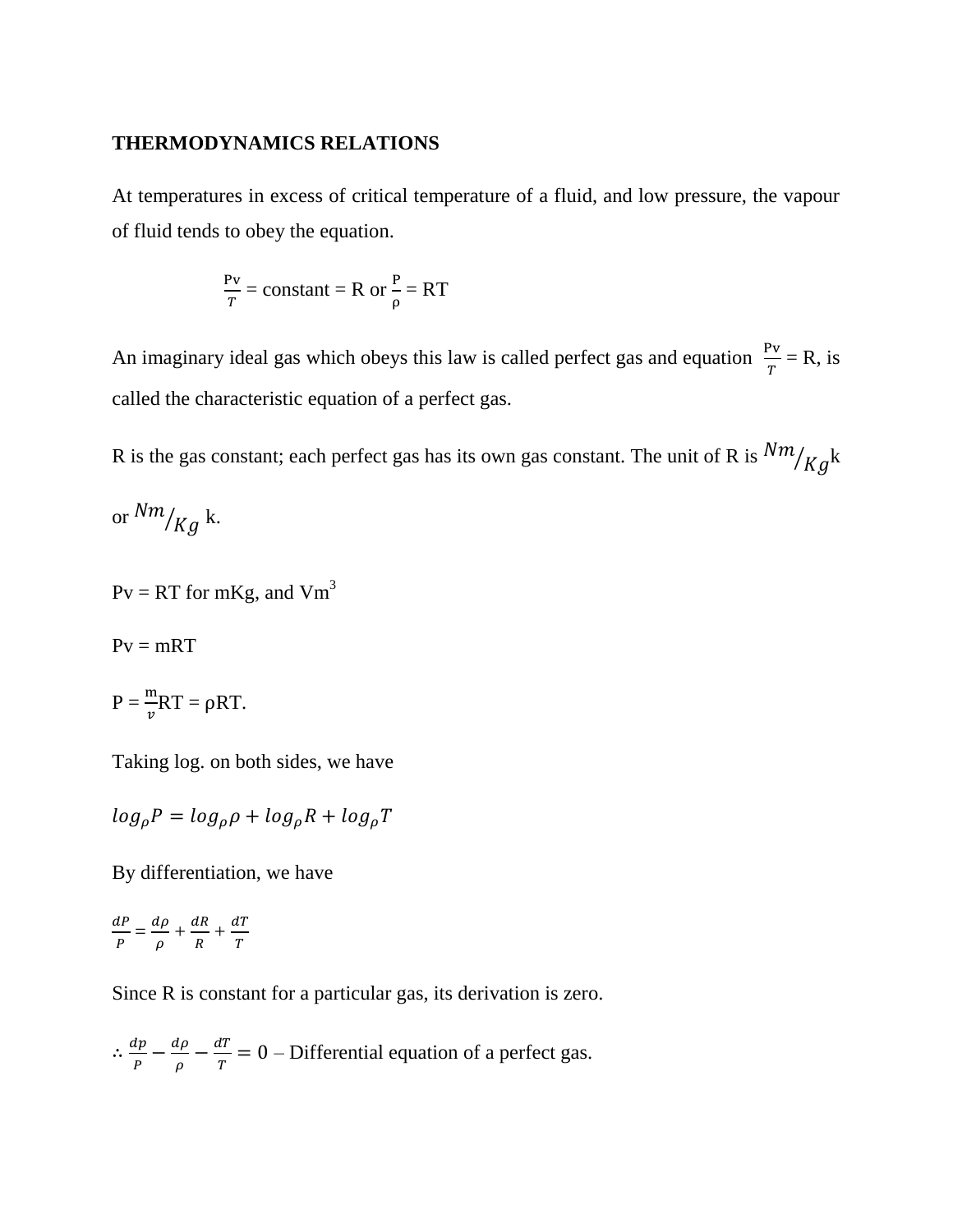**THERMODYNAMICS RELATIONS**

At temperatures in excess of critical temperature of a fluid, and low pressure, the vapour of fluid tends to obey the equation.

$$\frac{\mathrm{Pv}}{T} = \text{constant} = \text{R or } \frac{\mathrm{P}}{\rho} = \text{RT}$$

An imaginary ideal gas which obeys this law is called perfect gas and equation $\frac{\mathrm{Pv}}{T}$ = R, is called the characteristic equation of a perfect gas.

R is the gas constant; each perfect gas has its own gas constant. The unit of R is $Nm/_{Kg}$k or $Nm/_{Kg}$ k.

Pv = RT for mKg, and $\mathrm{Vm}^3$

Pv = mRT

P = $\frac{\mathrm{m}}{v}$RT = ρRT.

Taking log. on both sides, we have

$$log_{\rho}P = log_{\rho}\rho + log_{\rho}R + log_{\rho}T$$

By differentiation, we have

$$\frac{dP}{P} = \frac{d\rho}{\rho} + \frac{dR}{R} + \frac{dT}{T}$$

Since R is constant for a particular gas, its derivation is zero.

$\therefore \frac{dp}{P} - \frac{d\rho}{\rho} - \frac{dT}{T} = 0$ – Differential equation of a perfect gas.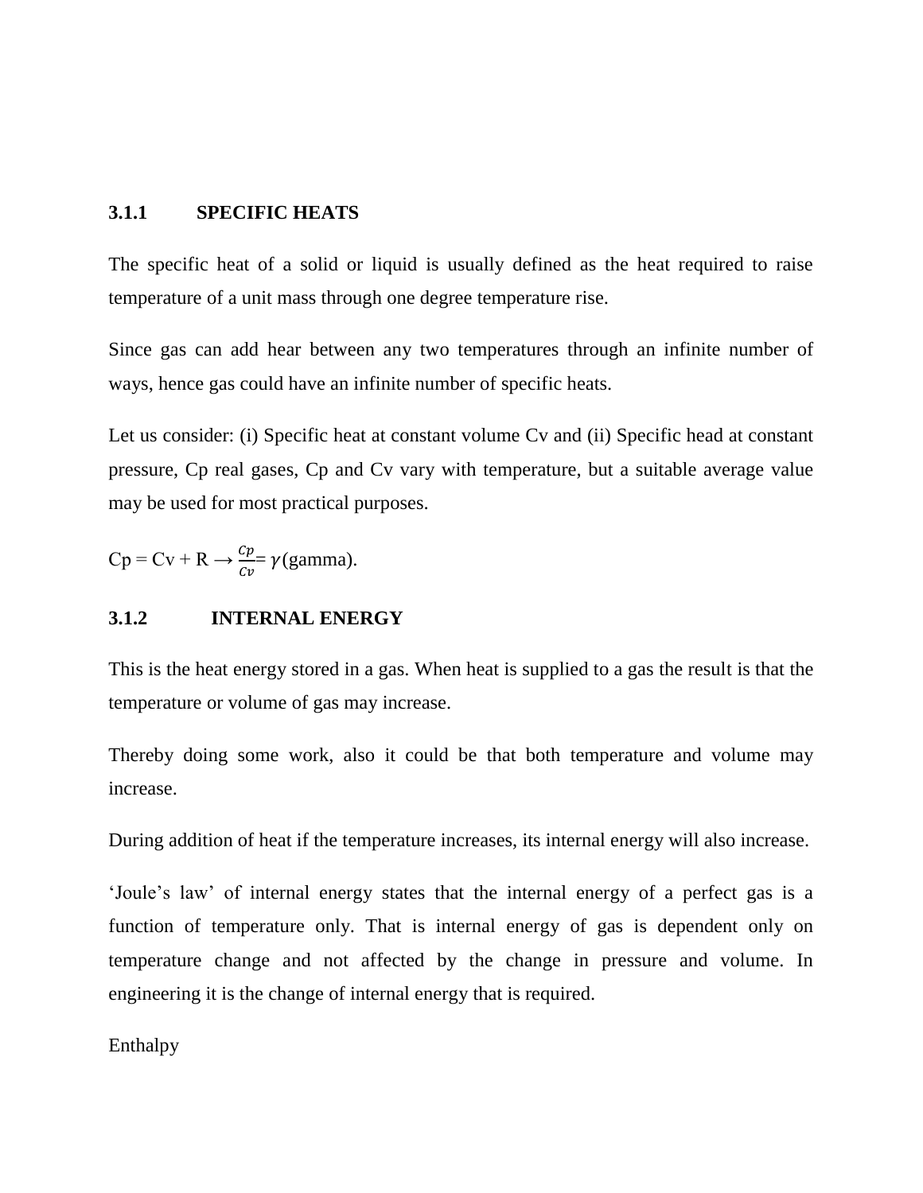### 3.1.1 SPECIFIC HEATS

The specific heat of a solid or liquid is usually defined as the heat required to raise temperature of a unit mass through one degree temperature rise.

Since gas can add hear between any two temperatures through an infinite number of ways, hence gas could have an infinite number of specific heats.

Let us consider: (i) Specific heat at constant volume Cv and (ii) Specific head at constant pressure, Cp real gases, Cp and Cv vary with temperature, but a suitable average value may be used for most practical purposes.

Cp = Cv + R $\rightarrow \frac{Cp}{Cv} = \gamma$(gamma).

### 3.1.2 INTERNAL ENERGY

This is the heat energy stored in a gas. When heat is supplied to a gas the result is that the temperature or volume of gas may increase.

Thereby doing some work, also it could be that both temperature and volume may increase.

During addition of heat if the temperature increases, its internal energy will also increase.

'Joule's law' of internal energy states that the internal energy of a perfect gas is a function of temperature only. That is internal energy of gas is dependent only on temperature change and not affected by the change in pressure and volume. In engineering it is the change of internal energy that is required.

Enthalpy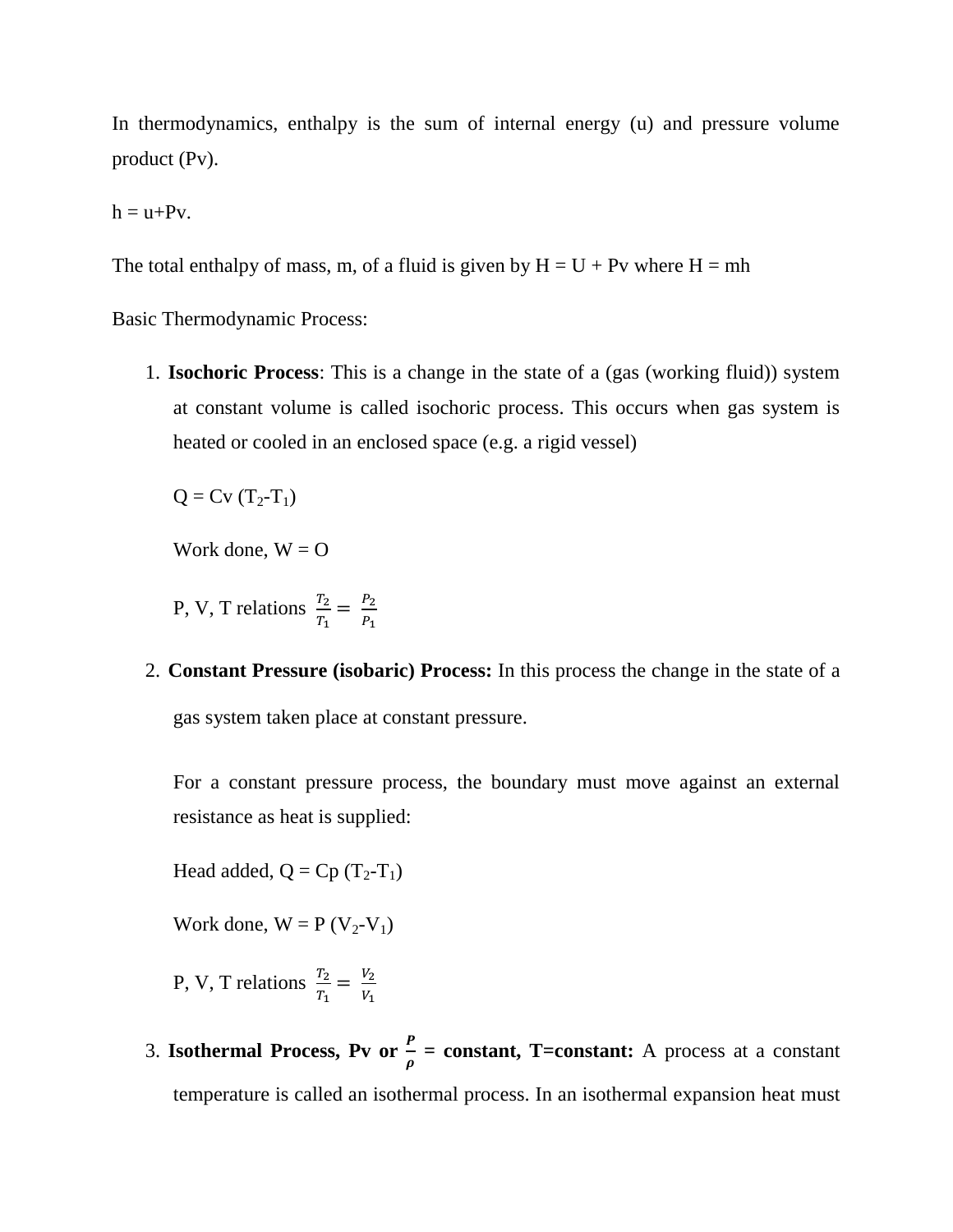In thermodynamics, enthalpy is the sum of internal energy (u) and pressure volume product (Pv).

h = u+Pv.

The total enthalpy of mass, m, of a fluid is given by H = U + Pv where H = mh

Basic Thermodynamic Process:

1. **Isochoric Process**: This is a change in the state of a (gas (working fluid)) system at constant volume is called isochoric process. This occurs when gas system is heated or cooled in an enclosed space (e.g. a rigid vessel)

   $Q = Cv (T_2-T_1)$

   Work done, W = O

   P, V, T relations $\frac{T_2}{T_1} = \frac{P_2}{P_1}$

2. **Constant Pressure (isobaric) Process:** In this process the change in the state of a gas system taken place at constant pressure.

   For a constant pressure process, the boundary must move against an external resistance as heat is supplied:

   Head added, $Q = Cp (T_2-T_1)$

   Work done, $W = P (V_2-V_1)$

   P, V, T relations $\frac{T_2}{T_1} = \frac{V_2}{V_1}$

3. **Isothermal Process, Pv or $\frac{P}{\rho}$ = constant, T=constant:** A process at a constant temperature is called an isothermal process. In an isothermal expansion heat must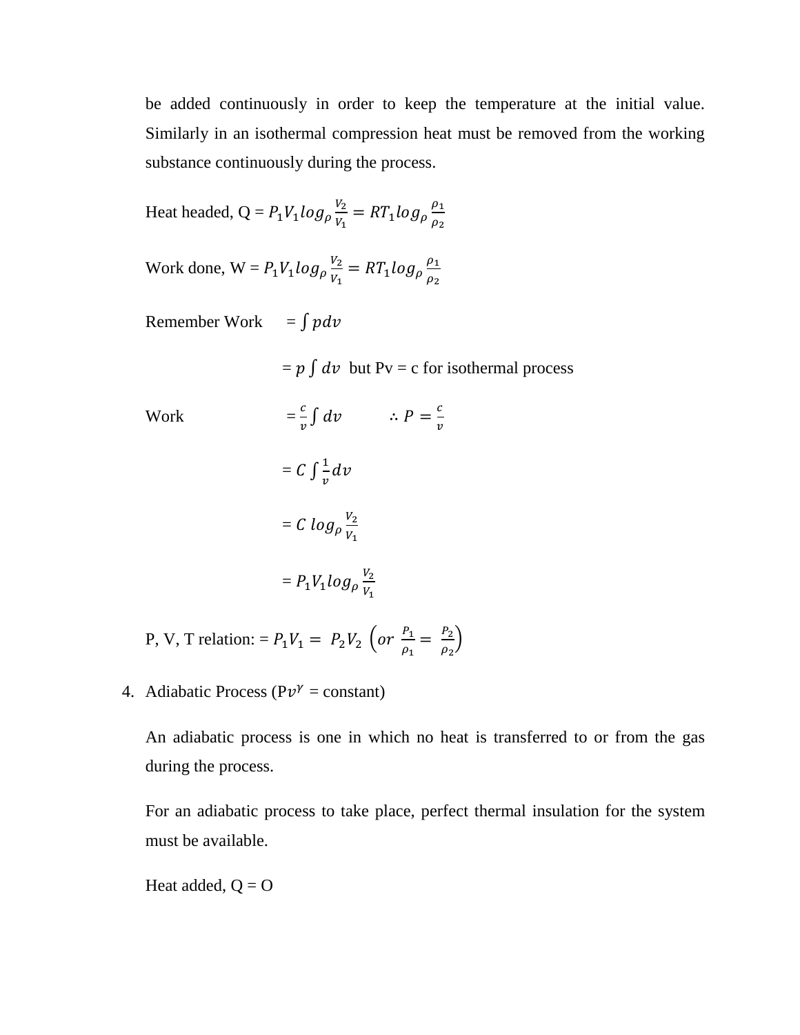be added continuously in order to keep the temperature at the initial value. Similarly in an isothermal compression heat must be removed from the working substance continuously during the process.

Heat headed, Q = $P_1V_1 log_\rho \frac{V_2}{V_1} = RT_1 log_\rho \frac{\rho_1}{\rho_2}$

Work done, W = $P_1V_1 log_\rho \frac{V_2}{V_1} = RT_1 log_\rho \frac{\rho_1}{\rho_2}$

Remember Work $= \int pdv$

$= p \int dv$ but Pv = c for isothermal process

Work $= \frac{c}{v} \int dv \qquad \therefore P = \frac{c}{v}$

$= C \int \frac{1}{v} dv$

$= C \; log_\rho \frac{V_2}{V_1}$

$= P_1V_1 log_\rho \frac{V_2}{V_1}$

P, V, T relation: = $P_1V_1 = P_2V_2 \; \left(or \; \frac{P_1}{\rho_1} = \frac{P_2}{\rho_2}\right)$

4. Adiabatic Process (P$v^\gamma$ = constant)

An adiabatic process is one in which no heat is transferred to or from the gas during the process.

For an adiabatic process to take place, perfect thermal insulation for the system must be available.

Heat added, Q = O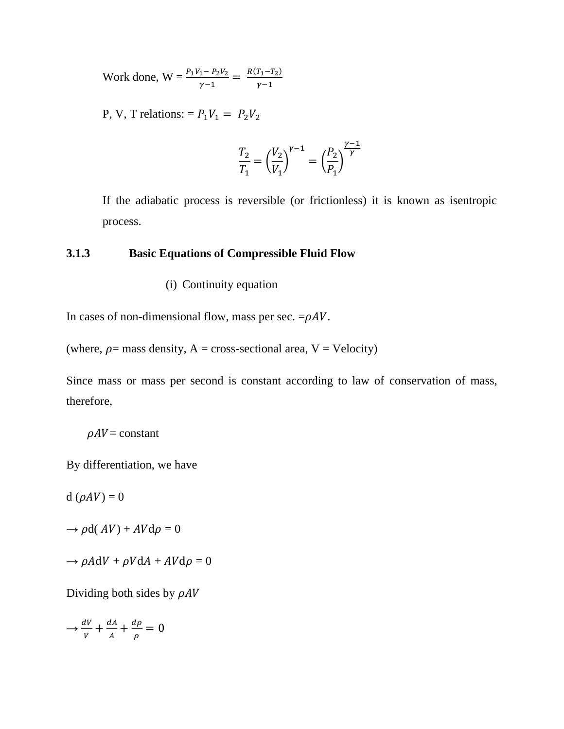Work done, W = $\frac{P_1V_1 - P_2V_2}{\gamma - 1} = \frac{R(T_1 - T_2)}{\gamma - 1}$

P, V, T relations: = $P_1V_1 = P_2V_2$

$$\frac{T_2}{T_1} = \left(\frac{V_2}{V_1}\right)^{\gamma - 1} = \left(\frac{P_2}{P_1}\right)^{\frac{\gamma - 1}{\gamma}}$$

If the adiabatic process is reversible (or frictionless) it is known as isentropic process.

### 3.1.3 Basic Equations of Compressible Fluid Flow

(i) Continuity equation

In cases of non-dimensional flow, mass per sec. $=\rho AV$.

(where, $\rho$= mass density, A = cross-sectional area, V = Velocity)

Since mass or mass per second is constant according to law of conservation of mass, therefore,

$\rho AV$ = constant

By differentiation, we have

d ($\rho AV$) = 0

$\rightarrow \rho$d( $AV$) + $AV$d$\rho$ = 0

$\rightarrow \rho A$d$V$ + $\rho V$d$A$ + $AV$d$\rho$ = 0

Dividing both sides by $\rho AV$

$\rightarrow \frac{dV}{V} + \frac{dA}{A} + \frac{d\rho}{\rho} = 0$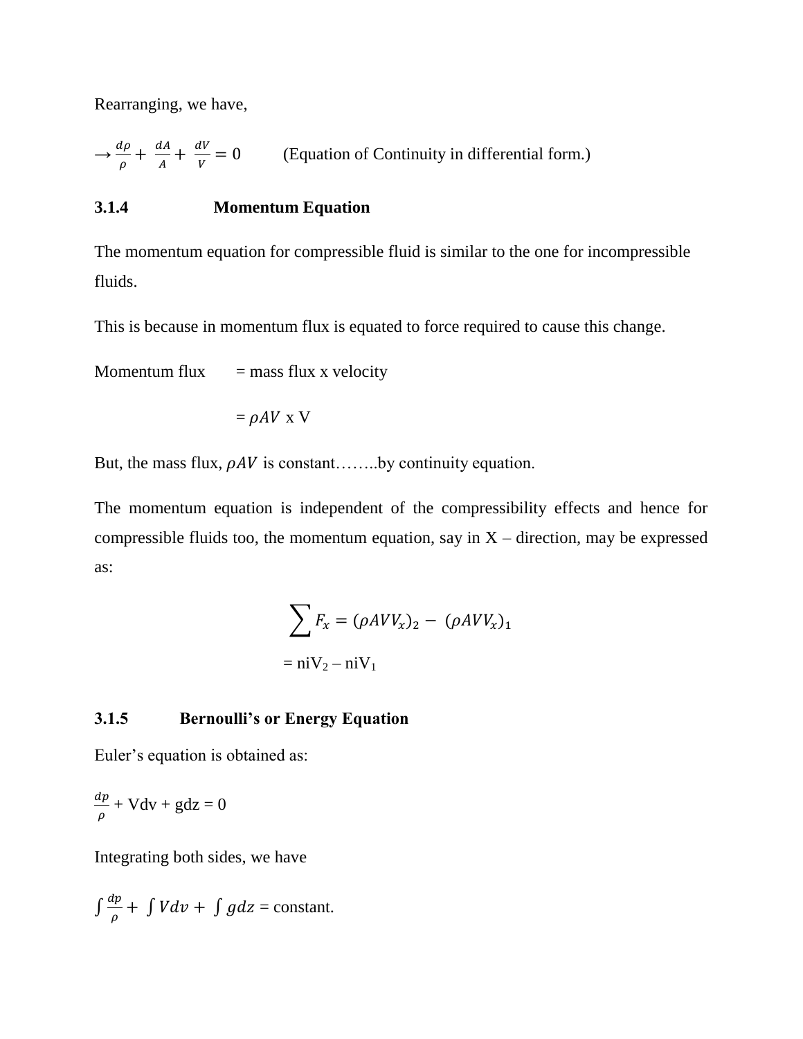Rearranging, we have,

$\rightarrow \frac{d\rho}{\rho} + \frac{dA}{A} + \frac{dV}{V} = 0$ (Equation of Continuity in differential form.)

### 3.1.4 Momentum Equation

The momentum equation for compressible fluid is similar to the one for incompressible fluids.

This is because in momentum flux is equated to force required to cause this change.

Momentum flux = mass flux x velocity

= $\rho AV$ x V

But, the mass flux, $\rho AV$ is constant……..by continuity equation.

The momentum equation is independent of the compressibility effects and hence for compressible fluids too, the momentum equation, say in X – direction, may be expressed as:

$$\sum F_x = (\rho AVV_x)_2 - (\rho AVV_x)_1$$

$$= \text{ni}V_2 - \text{ni}V_1$$

### 3.1.5 Bernoulli's or Energy Equation

Euler's equation is obtained as:

$\frac{dp}{\rho}$ + Vdv + gdz = 0

Integrating both sides, we have

$\int \frac{dp}{\rho} + \int Vdv + \int gdz$ = constant.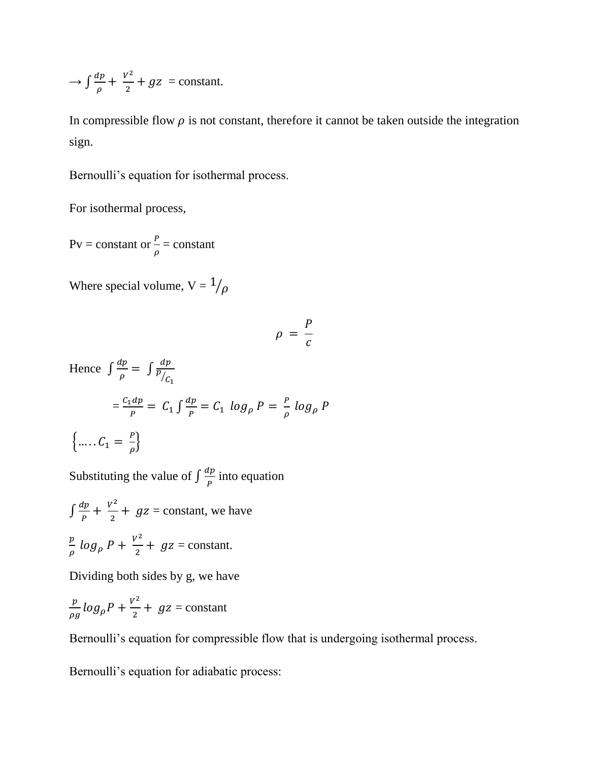$\rightarrow \int \frac{dp}{\rho} + \frac{V^2}{2} + gz$ = constant.

In compressible flow $\rho$ is not constant, therefore it cannot be taken outside the integration sign.

Bernoulli's equation for isothermal process.

For isothermal process,

Pv = constant or $\frac{P}{\rho}$ = constant

Where special volume, V = $1/\rho$

$$\rho = \frac{P}{c}$$

Hence $\int \frac{dp}{\rho} = \int \frac{dp}{P/C_1}$

$= \frac{C_1 dp}{P} = C_1 \int \frac{dp}{P} = C_1 \; log_\rho P = \frac{P}{\rho} \; log_\rho P$

$\left\{ \ldots\ldots C_1 = \frac{P}{\rho} \right\}$

Substituting the value of $\int \frac{dp}{P}$ into equation

$\int \frac{dp}{P} + \frac{V^2}{2} + gz$ = constant, we have

$\frac{p}{\rho} \; log_\rho P + \frac{V^2}{2} + gz$ = constant.

Dividing both sides by g, we have

$\frac{p}{\rho g} log_\rho P + \frac{V^2}{2} + gz$ = constant

Bernoulli's equation for compressible flow that is undergoing isothermal process.

Bernoulli's equation for adiabatic process: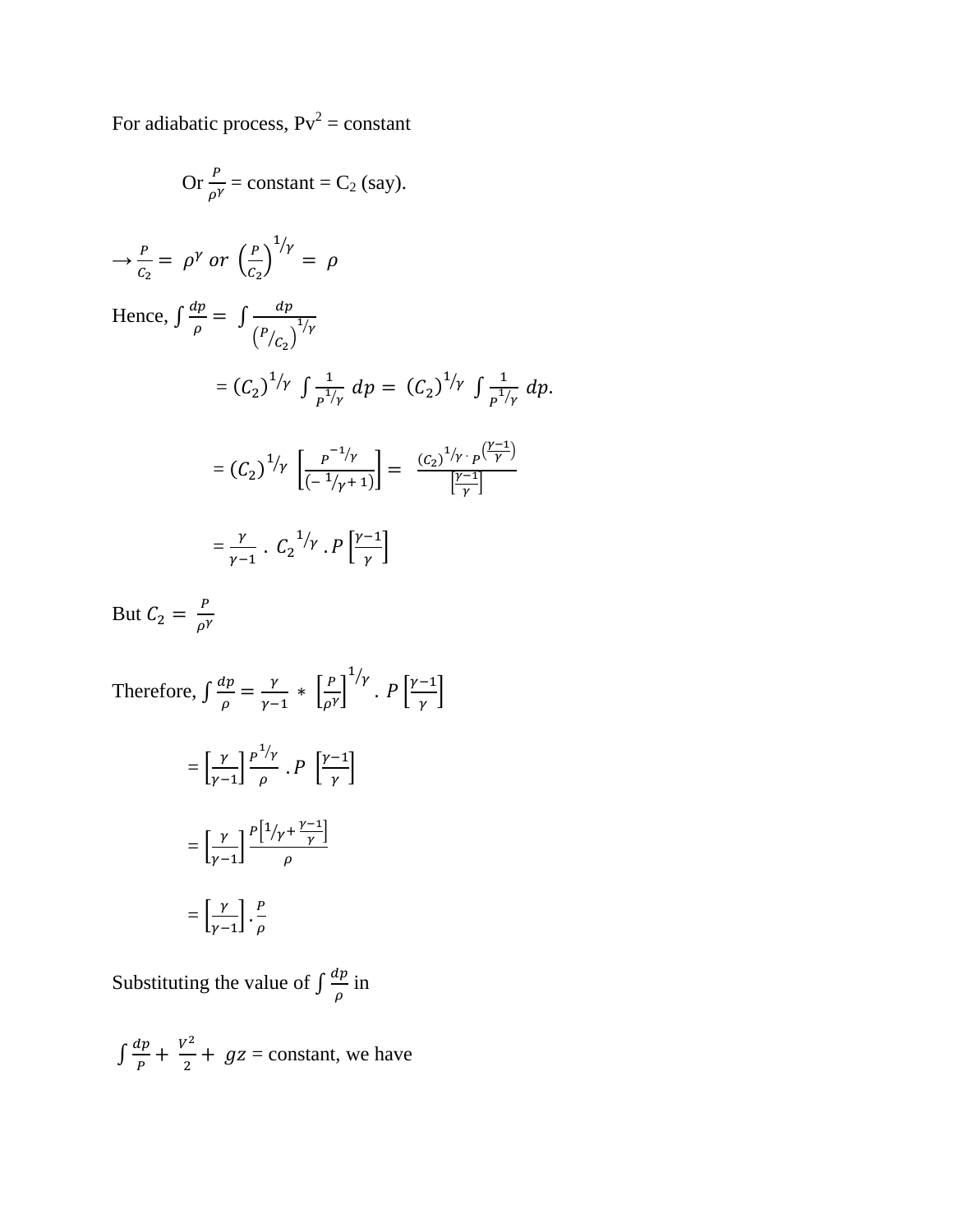For adiabatic process, $Pv^2$ = constant

Or $\frac{P}{\rho^\gamma}$ = constant = $C_2$ (say).

$\rightarrow \frac{P}{C_2} = \rho^\gamma \; or \; \left(\frac{P}{C_2}\right)^{1/\gamma} = \rho$

Hence, $\int \frac{dp}{\rho} = \int \frac{dp}{\left(P/C_2\right)^{1/\gamma}}$

$$= (C_2)^{1/\gamma} \int \frac{1}{P^{1/\gamma}} \, dp = (C_2)^{1/\gamma} \int \frac{1}{P^{1/\gamma}} \, dp.$$

$$= (C_2)^{1/\gamma} \left[\frac{P^{-1/\gamma}}{\left(-1/\gamma + 1\right)}\right] = \frac{(C_2)^{1/\gamma} \cdot P^{\left(\frac{\gamma-1}{\gamma}\right)}}{\left[\frac{\gamma-1}{\gamma}\right]}$$

$$= \frac{\gamma}{\gamma-1} \cdot C_2^{1/\gamma} \cdot P^{\left[\frac{\gamma-1}{\gamma}\right]}$$

But $C_2 = \frac{P}{\rho^\gamma}$

Therefore, $\int \frac{dp}{\rho} = \frac{\gamma}{\gamma-1} * \left[\frac{P}{\rho^\gamma}\right]^{1/\gamma} . \; P^{\left[\frac{\gamma-1}{\gamma}\right]}$

$$= \left[\frac{\gamma}{\gamma-1}\right] \frac{P^{1/\gamma}}{\rho} . P^{\left[\frac{\gamma-1}{\gamma}\right]}$$

$$= \left[\frac{\gamma}{\gamma-1}\right] \frac{P^{\left[1/\gamma + \frac{\gamma-1}{\gamma}\right]}}{\rho}$$

$$= \left[\frac{\gamma}{\gamma-1}\right] . \frac{P}{\rho}$$

Substituting the value of $\int \frac{dp}{\rho}$ in

$\int \frac{dp}{P} + \frac{V^2}{2} + gz$ = constant, we have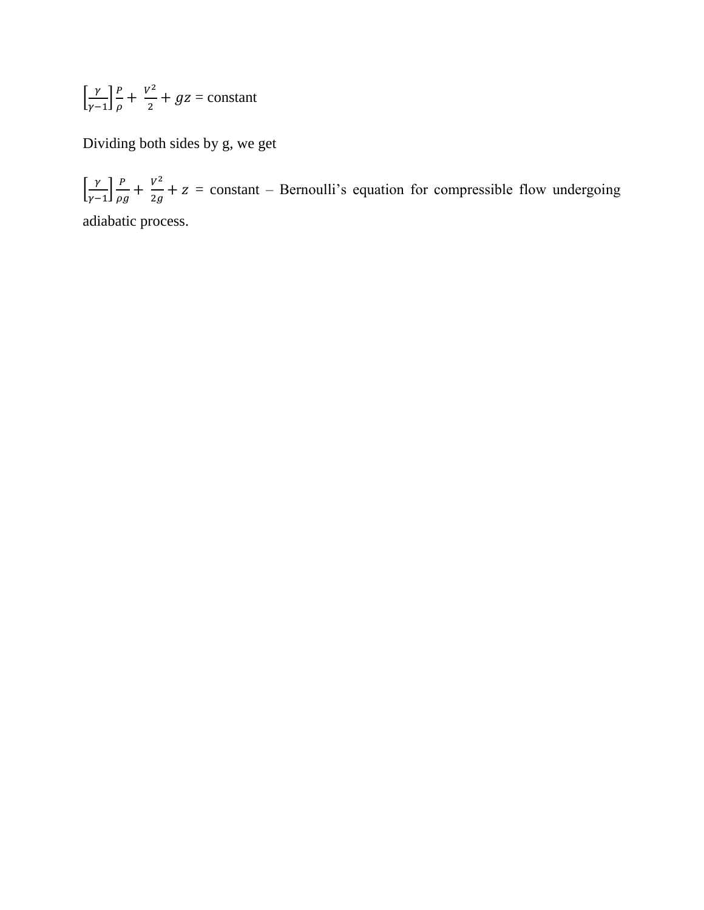$$\left[\frac{\gamma}{\gamma-1}\right]\frac{P}{\rho} + \frac{V^2}{2} + gz = \text{constant}$$

Dividing both sides by g, we get

$$\left[\frac{\gamma}{\gamma-1}\right]\frac{P}{\rho g} + \frac{V^2}{2g} + z = \text{constant}$$ – Bernoulli's equation for compressible flow undergoing adiabatic process.